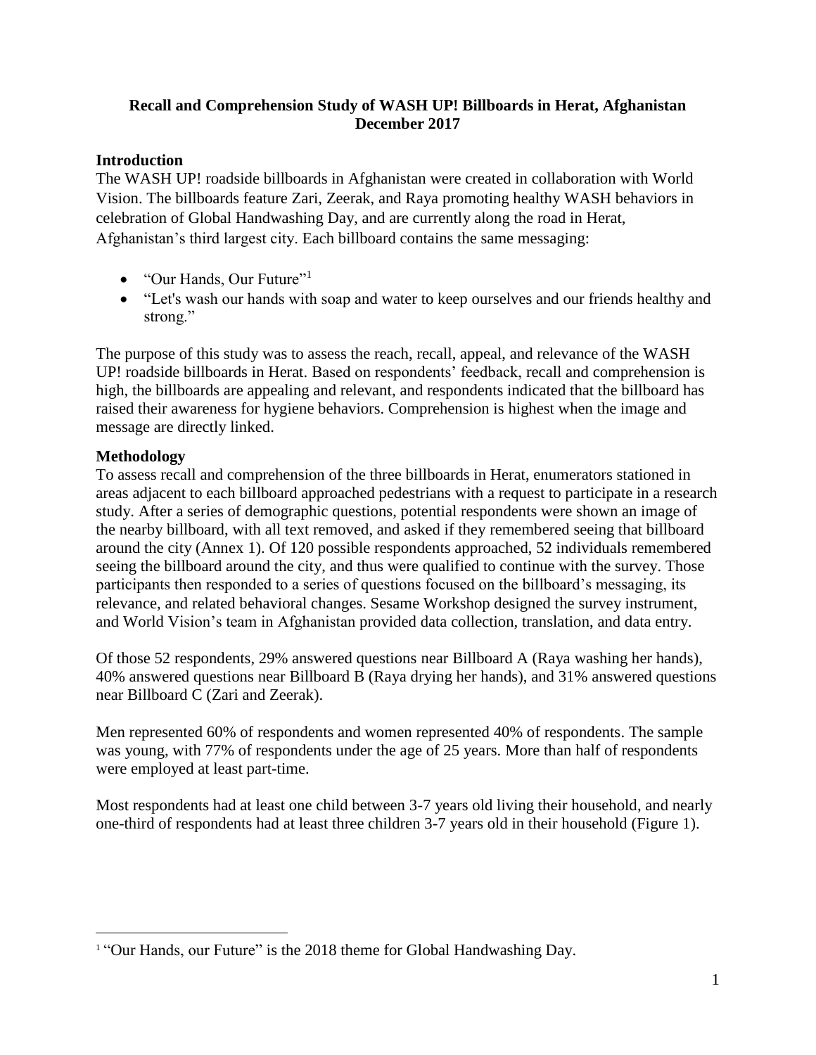**Recall and Comprehension Study of WASH UP! Billboards in Herat, Afghanistan December 2017**

## Introduction

The WASH UP! roadside billboards in Afghanistan were created in collaboration with World Vision. The billboards feature Zari, Zeerak, and Raya promoting healthy WASH behaviors in celebration of Global Handwashing Day, and are currently along the road in Herat, Afghanistan's third largest city. Each billboard contains the same messaging:

- "Our Hands, Our Future"[1]
- "Let's wash our hands with soap and water to keep ourselves and our friends healthy and strong."

The purpose of this study was to assess the reach, recall, appeal, and relevance of the WASH UP! roadside billboards in Herat. Based on respondents' feedback, recall and comprehension is high, the billboards are appealing and relevant, and respondents indicated that the billboard has raised their awareness for hygiene behaviors. Comprehension is highest when the image and message are directly linked.

## Methodology

To assess recall and comprehension of the three billboards in Herat, enumerators stationed in areas adjacent to each billboard approached pedestrians with a request to participate in a research study. After a series of demographic questions, potential respondents were shown an image of the nearby billboard, with all text removed, and asked if they remembered seeing that billboard around the city (Annex 1). Of 120 possible respondents approached, 52 individuals remembered seeing the billboard around the city, and thus were qualified to continue with the survey. Those participants then responded to a series of questions focused on the billboard's messaging, its relevance, and related behavioral changes. Sesame Workshop designed the survey instrument, and World Vision's team in Afghanistan provided data collection, translation, and data entry.

Of those 52 respondents, 29% answered questions near Billboard A (Raya washing her hands), 40% answered questions near Billboard B (Raya drying her hands), and 31% answered questions near Billboard C (Zari and Zeerak).

Men represented 60% of respondents and women represented 40% of respondents. The sample was young, with 77% of respondents under the age of 25 years. More than half of respondents were employed at least part-time.

Most respondents had at least one child between 3-7 years old living their household, and nearly one-third of respondents had at least three children 3-7 years old in their household (Figure 1).

---

[1] "Our Hands, our Future" is the 2018 theme for Global Handwashing Day.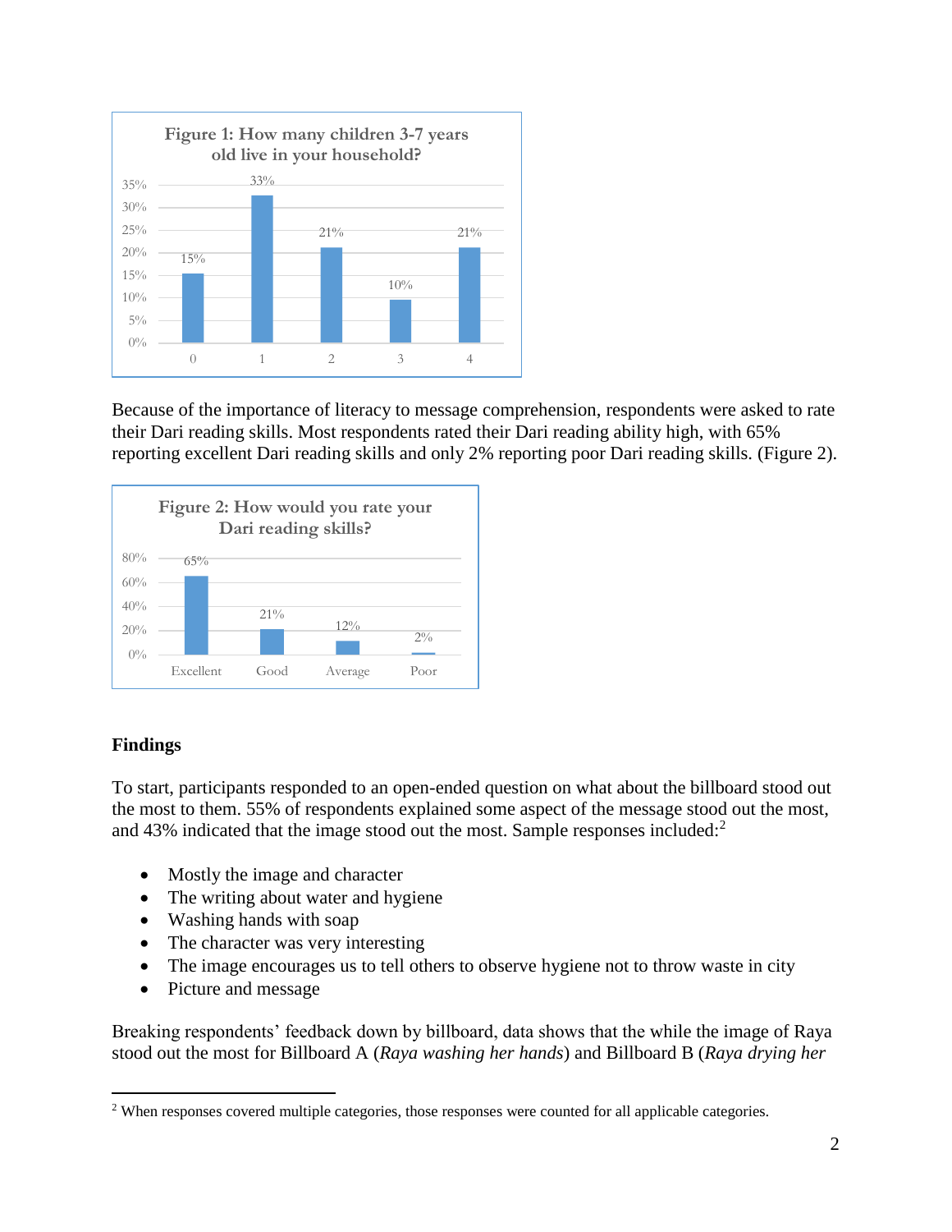**Figure 1: How many children 3-7 years old live in your household?**

| Number of children | Percentage |
|---|---|
| 0 | 15% |
| 1 | 33% |
| 2 | 21% |
| 3 | 10% |
| 4 | 21% |

Because of the importance of literacy to message comprehension, respondents were asked to rate their Dari reading skills. Most respondents rated their Dari reading ability high, with 65% reporting excellent Dari reading skills and only 2% reporting poor Dari reading skills. (Figure 2).

**Figure 2: How would you rate your Dari reading skills?**

| Rating | Percentage |
|---|---|
| Excellent | 65% |
| Good | 21% |
| Average | 12% |
| Poor | 2% |

## Findings

To start, participants responded to an open-ended question on what about the billboard stood out the most to them. 55% of respondents explained some aspect of the message stood out the most, and 43% indicated that the image stood out the most. Sample responses included:[2]

- Mostly the image and character
- The writing about water and hygiene
- Washing hands with soap
- The character was very interesting
- The image encourages us to tell others to observe hygiene not to throw waste in city
- Picture and message

Breaking respondents' feedback down by billboard, data shows that the while the image of Raya stood out the most for Billboard A (*Raya washing her hands*) and Billboard B (*Raya drying her*

[2] When responses covered multiple categories, those responses were counted for all applicable categories.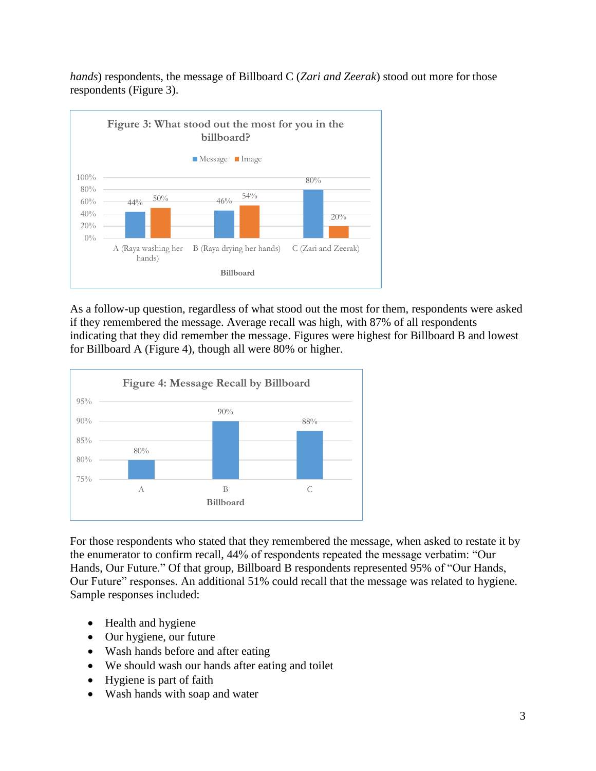*hands*) respondents, the message of Billboard C (*Zari and Zeerak*) stood out more for those respondents (Figure 3).

**Figure 3: What stood out the most for you in the billboard?**

| Billboard | Message | Image |
|---|---|---|
| A (Raya washing her hands) | 44% | 50% |
| B (Raya drying her hands) | 46% | 54% |
| C (Zari and Zeerak) | 80% | 20% |

As a follow-up question, regardless of what stood out the most for them, respondents were asked if they remembered the message. Average recall was high, with 87% of all respondents indicating that they did remember the message. Figures were highest for Billboard B and lowest for Billboard A (Figure 4), though all were 80% or higher.

**Figure 4: Message Recall by Billboard**

| Billboard | Recall |
|---|---|
| A | 80% |
| B | 90% |
| C | 88% |

For those respondents who stated that they remembered the message, when asked to restate it by the enumerator to confirm recall, 44% of respondents repeated the message verbatim: "Our Hands, Our Future." Of that group, Billboard B respondents represented 95% of "Our Hands, Our Future" responses. An additional 51% could recall that the message was related to hygiene. Sample responses included:

- Health and hygiene
- Our hygiene, our future
- Wash hands before and after eating
- We should wash our hands after eating and toilet
- Hygiene is part of faith
- Wash hands with soap and water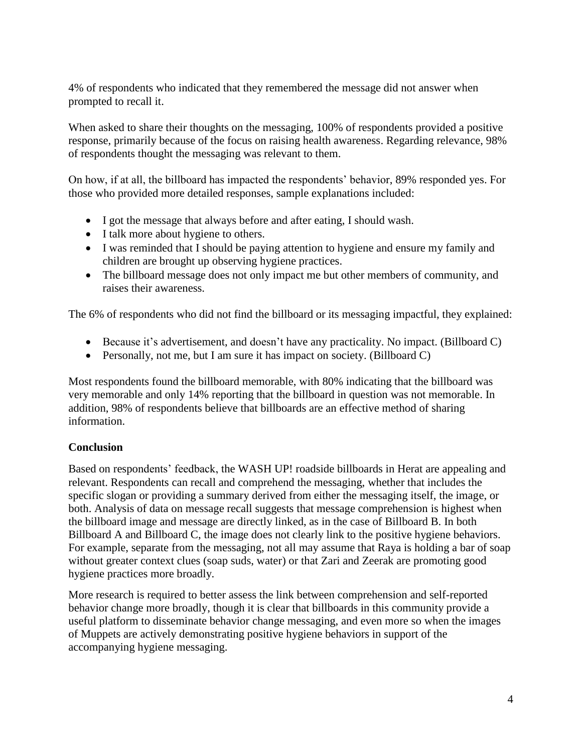4% of respondents who indicated that they remembered the message did not answer when prompted to recall it.

When asked to share their thoughts on the messaging, 100% of respondents provided a positive response, primarily because of the focus on raising health awareness. Regarding relevance, 98% of respondents thought the messaging was relevant to them.

On how, if at all, the billboard has impacted the respondents' behavior, 89% responded yes. For those who provided more detailed responses, sample explanations included:

- I got the message that always before and after eating, I should wash.
- I talk more about hygiene to others.
- I was reminded that I should be paying attention to hygiene and ensure my family and children are brought up observing hygiene practices.
- The billboard message does not only impact me but other members of community, and raises their awareness.

The 6% of respondents who did not find the billboard or its messaging impactful, they explained:

- Because it's advertisement, and doesn't have any practicality. No impact. (Billboard C)
- Personally, not me, but I am sure it has impact on society. (Billboard C)

Most respondents found the billboard memorable, with 80% indicating that the billboard was very memorable and only 14% reporting that the billboard in question was not memorable. In addition, 98% of respondents believe that billboards are an effective method of sharing information.

**Conclusion**

Based on respondents' feedback, the WASH UP! roadside billboards in Herat are appealing and relevant. Respondents can recall and comprehend the messaging, whether that includes the specific slogan or providing a summary derived from either the messaging itself, the image, or both. Analysis of data on message recall suggests that message comprehension is highest when the billboard image and message are directly linked, as in the case of Billboard B. In both Billboard A and Billboard C, the image does not clearly link to the positive hygiene behaviors. For example, separate from the messaging, not all may assume that Raya is holding a bar of soap without greater context clues (soap suds, water) or that Zari and Zeerak are promoting good hygiene practices more broadly.

More research is required to better assess the link between comprehension and self-reported behavior change more broadly, though it is clear that billboards in this community provide a useful platform to disseminate behavior change messaging, and even more so when the images of Muppets are actively demonstrating positive hygiene behaviors in support of the accompanying hygiene messaging.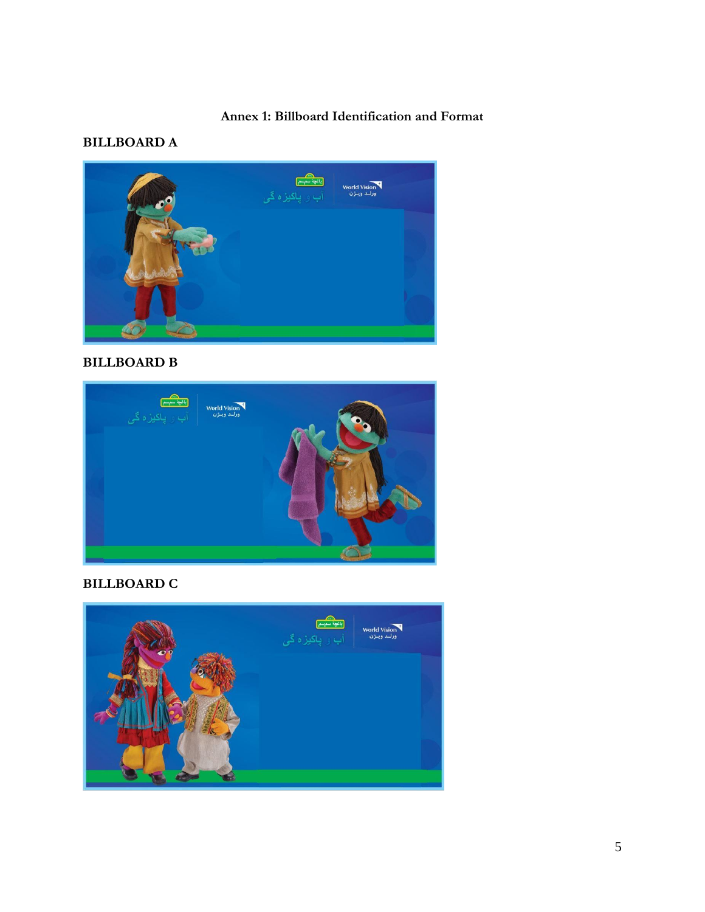**Annex 1: Billboard Identification and Format**

**BILLBOARD A**

**BILLBOARD B**

**BILLBOARD C**